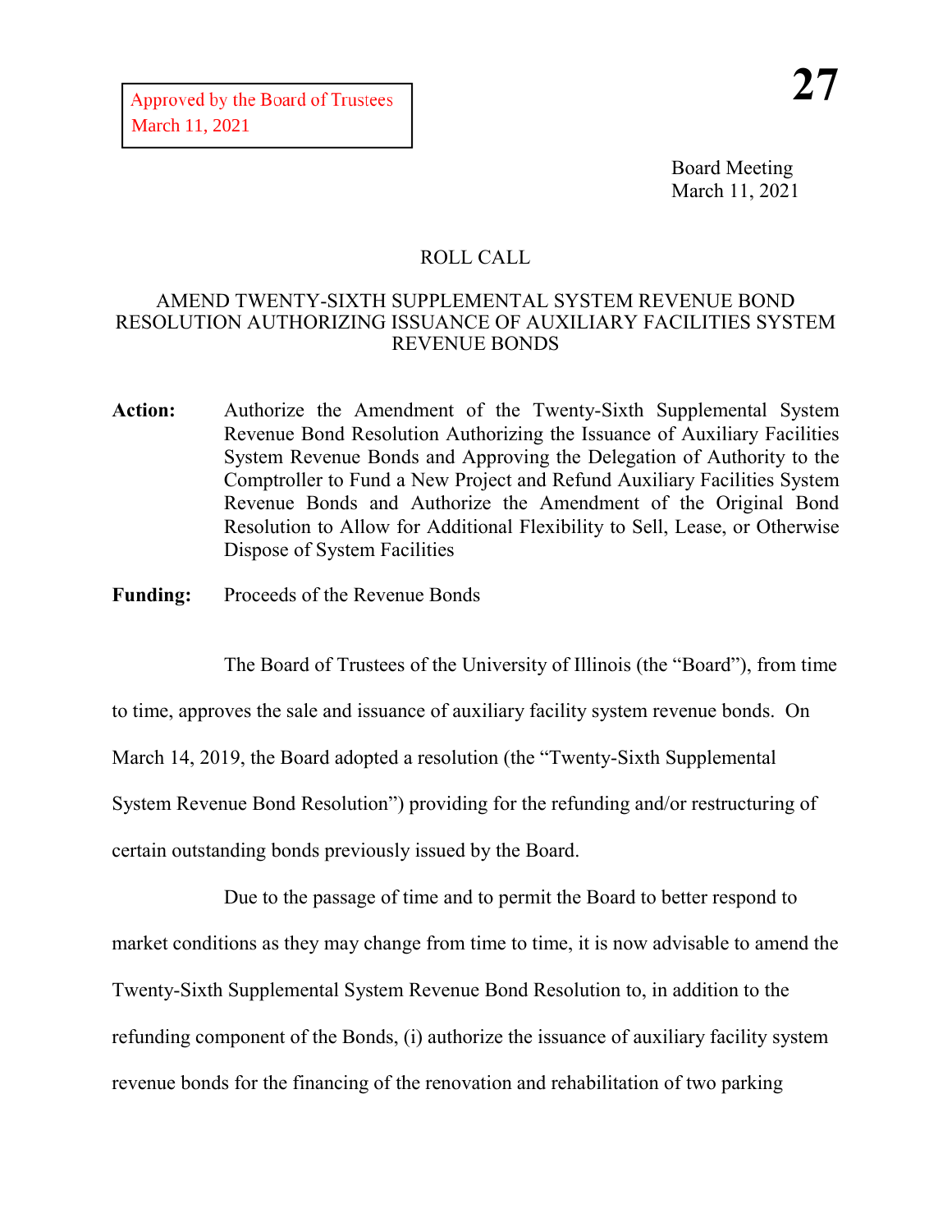Approved by the Board of Trustees
March 11, 2021

**27**

Board Meeting
March 11, 2021

ROLL CALL

AMEND TWENTY-SIXTH SUPPLEMENTAL SYSTEM REVENUE BOND RESOLUTION AUTHORIZING ISSUANCE OF AUXILIARY FACILITIES SYSTEM REVENUE BONDS

**Action:** Authorize the Amendment of the Twenty-Sixth Supplemental System Revenue Bond Resolution Authorizing the Issuance of Auxiliary Facilities System Revenue Bonds and Approving the Delegation of Authority to the Comptroller to Fund a New Project and Refund Auxiliary Facilities System Revenue Bonds and Authorize the Amendment of the Original Bond Resolution to Allow for Additional Flexibility to Sell, Lease, or Otherwise Dispose of System Facilities

**Funding:** Proceeds of the Revenue Bonds

The Board of Trustees of the University of Illinois (the "Board"), from time to time, approves the sale and issuance of auxiliary facility system revenue bonds. On March 14, 2019, the Board adopted a resolution (the "Twenty-Sixth Supplemental System Revenue Bond Resolution") providing for the refunding and/or restructuring of certain outstanding bonds previously issued by the Board.

Due to the passage of time and to permit the Board to better respond to market conditions as they may change from time to time, it is now advisable to amend the Twenty-Sixth Supplemental System Revenue Bond Resolution to, in addition to the refunding component of the Bonds, (i) authorize the issuance of auxiliary facility system revenue bonds for the financing of the renovation and rehabilitation of two parking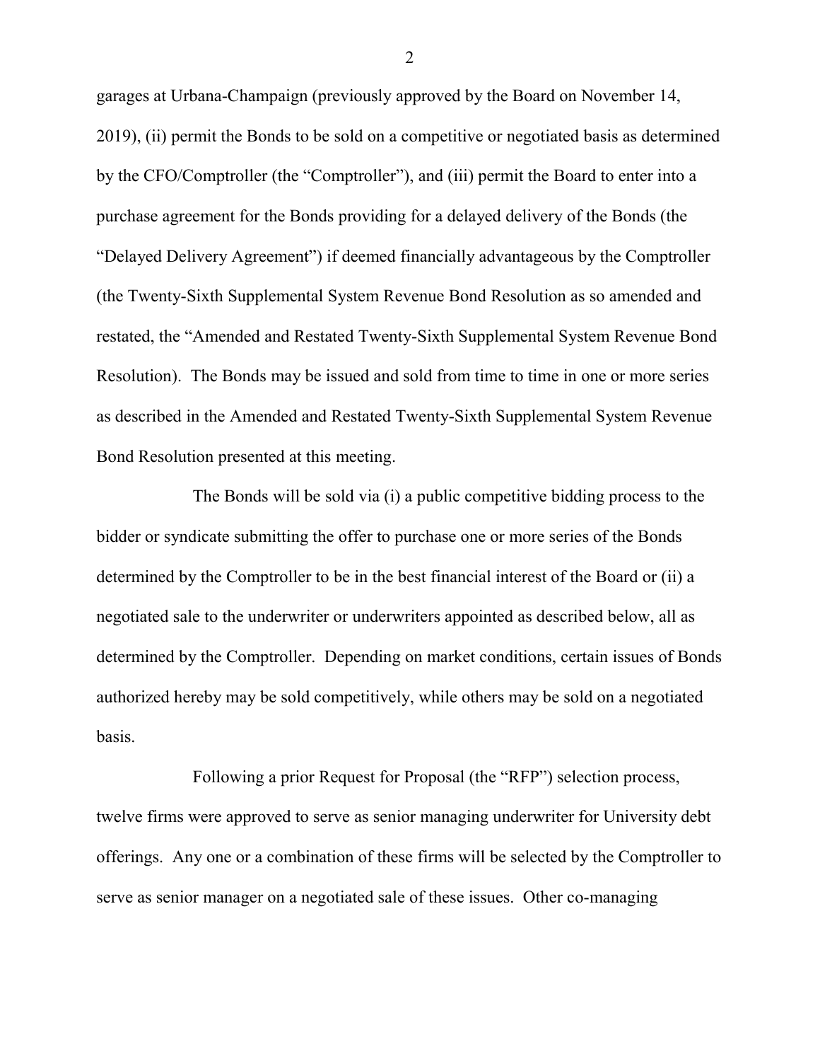garages at Urbana-Champaign (previously approved by the Board on November 14, 2019), (ii) permit the Bonds to be sold on a competitive or negotiated basis as determined by the CFO/Comptroller (the "Comptroller"), and (iii) permit the Board to enter into a purchase agreement for the Bonds providing for a delayed delivery of the Bonds (the "Delayed Delivery Agreement") if deemed financially advantageous by the Comptroller (the Twenty-Sixth Supplemental System Revenue Bond Resolution as so amended and restated, the "Amended and Restated Twenty-Sixth Supplemental System Revenue Bond Resolution). The Bonds may be issued and sold from time to time in one or more series as described in the Amended and Restated Twenty-Sixth Supplemental System Revenue Bond Resolution presented at this meeting.

The Bonds will be sold via (i) a public competitive bidding process to the bidder or syndicate submitting the offer to purchase one or more series of the Bonds determined by the Comptroller to be in the best financial interest of the Board or (ii) a negotiated sale to the underwriter or underwriters appointed as described below, all as determined by the Comptroller. Depending on market conditions, certain issues of Bonds authorized hereby may be sold competitively, while others may be sold on a negotiated basis.

Following a prior Request for Proposal (the "RFP") selection process, twelve firms were approved to serve as senior managing underwriter for University debt offerings. Any one or a combination of these firms will be selected by the Comptroller to serve as senior manager on a negotiated sale of these issues. Other co-managing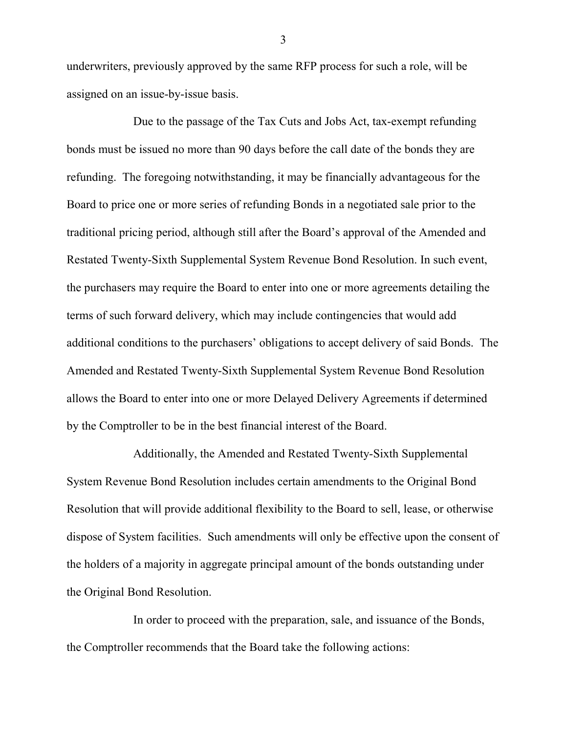underwriters, previously approved by the same RFP process for such a role, will be assigned on an issue-by-issue basis.

Due to the passage of the Tax Cuts and Jobs Act, tax-exempt refunding bonds must be issued no more than 90 days before the call date of the bonds they are refunding. The foregoing notwithstanding, it may be financially advantageous for the Board to price one or more series of refunding Bonds in a negotiated sale prior to the traditional pricing period, although still after the Board's approval of the Amended and Restated Twenty-Sixth Supplemental System Revenue Bond Resolution. In such event, the purchasers may require the Board to enter into one or more agreements detailing the terms of such forward delivery, which may include contingencies that would add additional conditions to the purchasers' obligations to accept delivery of said Bonds. The Amended and Restated Twenty-Sixth Supplemental System Revenue Bond Resolution allows the Board to enter into one or more Delayed Delivery Agreements if determined by the Comptroller to be in the best financial interest of the Board.

Additionally, the Amended and Restated Twenty-Sixth Supplemental System Revenue Bond Resolution includes certain amendments to the Original Bond Resolution that will provide additional flexibility to the Board to sell, lease, or otherwise dispose of System facilities. Such amendments will only be effective upon the consent of the holders of a majority in aggregate principal amount of the bonds outstanding under the Original Bond Resolution.

In order to proceed with the preparation, sale, and issuance of the Bonds, the Comptroller recommends that the Board take the following actions: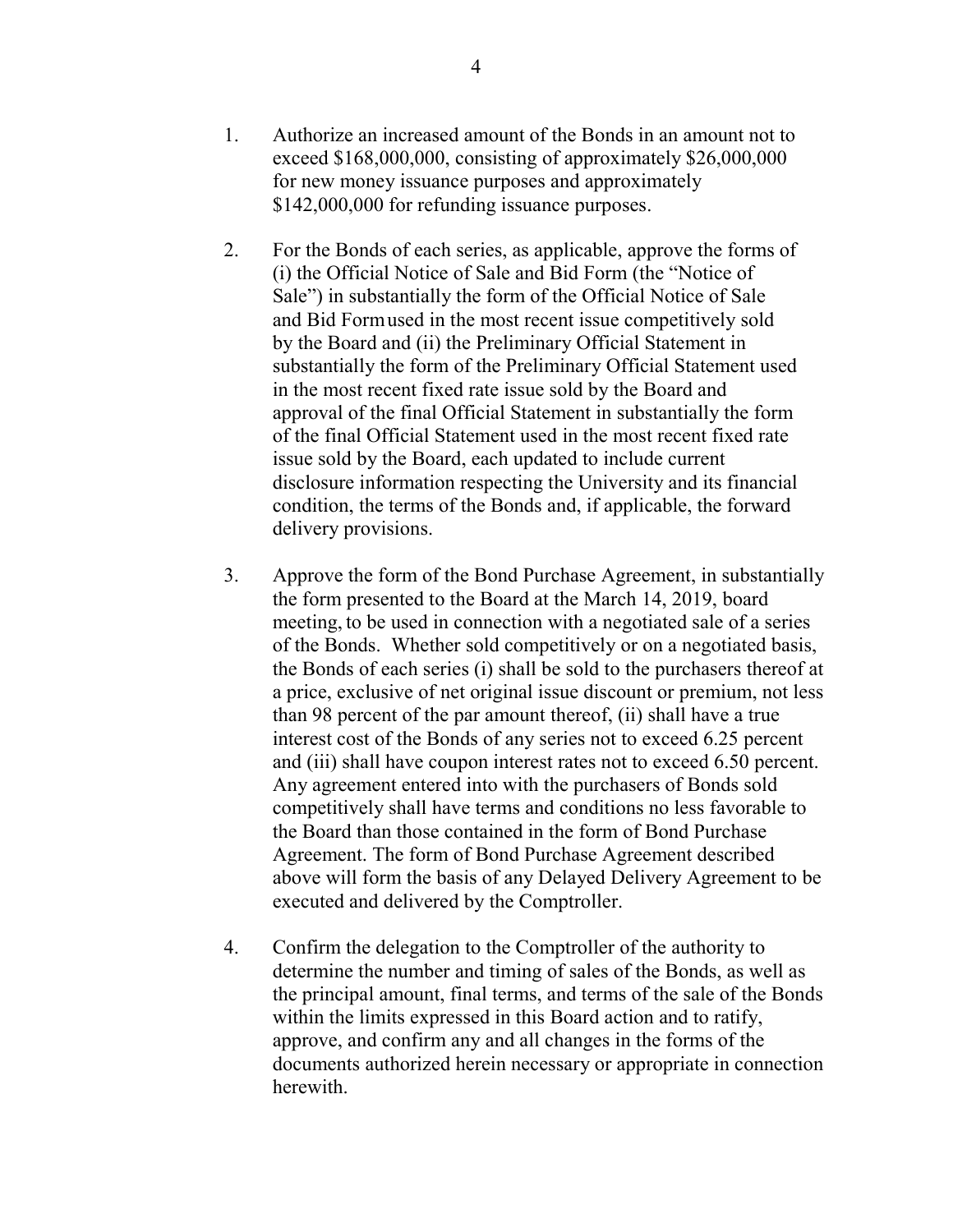1. Authorize an increased amount of the Bonds in an amount not to exceed $168,000,000, consisting of approximately $26,000,000 for new money issuance purposes and approximately $142,000,000 for refunding issuance purposes.

2. For the Bonds of each series, as applicable, approve the forms of (i) the Official Notice of Sale and Bid Form (the "Notice of Sale") in substantially the form of the Official Notice of Sale and Bid Form used in the most recent issue competitively sold by the Board and (ii) the Preliminary Official Statement in substantially the form of the Preliminary Official Statement used in the most recent fixed rate issue sold by the Board and approval of the final Official Statement in substantially the form of the final Official Statement used in the most recent fixed rate issue sold by the Board, each updated to include current disclosure information respecting the University and its financial condition, the terms of the Bonds and, if applicable, the forward delivery provisions.

3. Approve the form of the Bond Purchase Agreement, in substantially the form presented to the Board at the March 14, 2019, board meeting, to be used in connection with a negotiated sale of a series of the Bonds. Whether sold competitively or on a negotiated basis, the Bonds of each series (i) shall be sold to the purchasers thereof at a price, exclusive of net original issue discount or premium, not less than 98 percent of the par amount thereof, (ii) shall have a true interest cost of the Bonds of any series not to exceed 6.25 percent and (iii) shall have coupon interest rates not to exceed 6.50 percent. Any agreement entered into with the purchasers of Bonds sold competitively shall have terms and conditions no less favorable to the Board than those contained in the form of Bond Purchase Agreement. The form of Bond Purchase Agreement described above will form the basis of any Delayed Delivery Agreement to be executed and delivered by the Comptroller.

4. Confirm the delegation to the Comptroller of the authority to determine the number and timing of sales of the Bonds, as well as the principal amount, final terms, and terms of the sale of the Bonds within the limits expressed in this Board action and to ratify, approve, and confirm any and all changes in the forms of the documents authorized herein necessary or appropriate in connection herewith.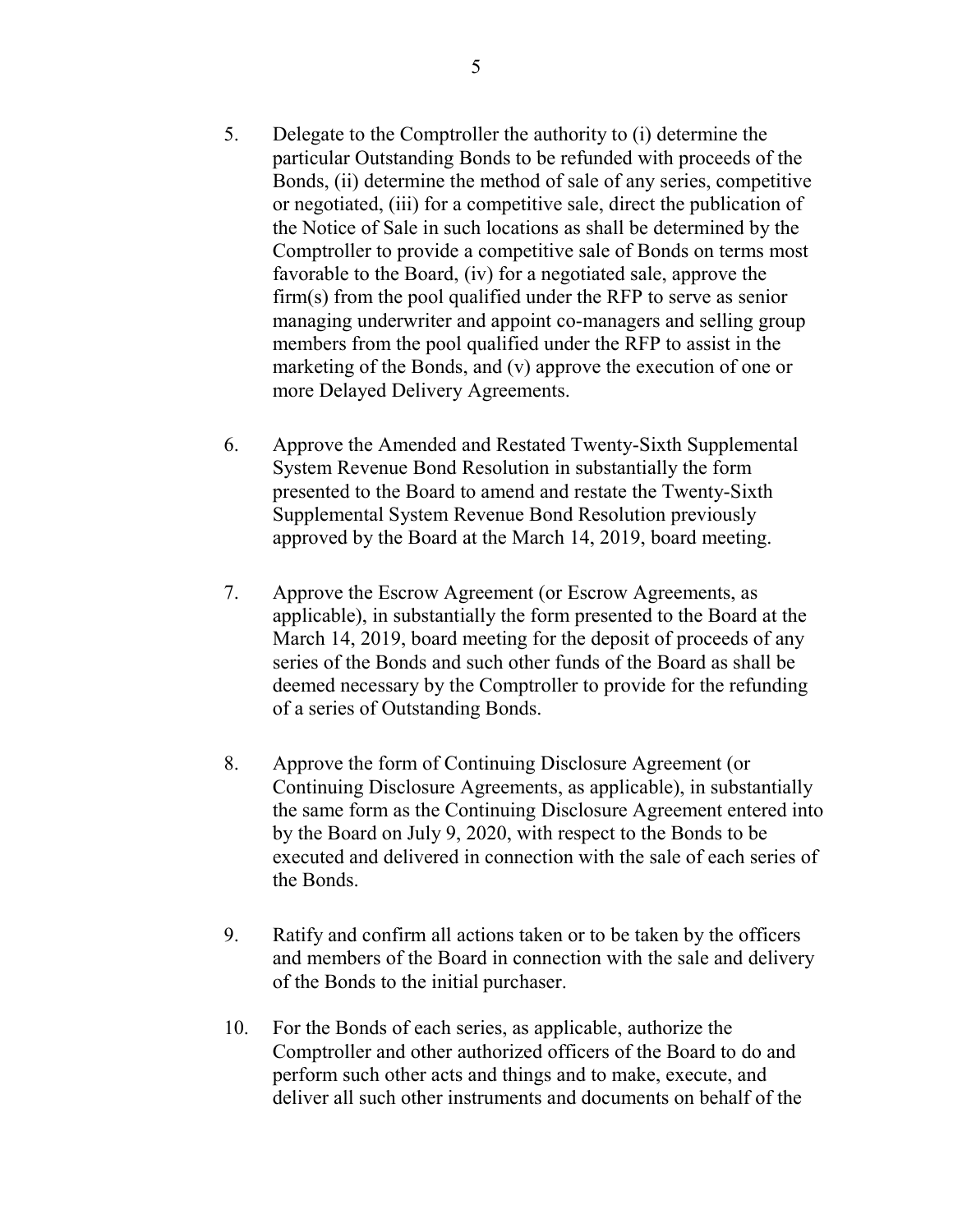5. Delegate to the Comptroller the authority to (i) determine the particular Outstanding Bonds to be refunded with proceeds of the Bonds, (ii) determine the method of sale of any series, competitive or negotiated, (iii) for a competitive sale, direct the publication of the Notice of Sale in such locations as shall be determined by the Comptroller to provide a competitive sale of Bonds on terms most favorable to the Board, (iv) for a negotiated sale, approve the firm(s) from the pool qualified under the RFP to serve as senior managing underwriter and appoint co-managers and selling group members from the pool qualified under the RFP to assist in the marketing of the Bonds, and (v) approve the execution of one or more Delayed Delivery Agreements.

6. Approve the Amended and Restated Twenty-Sixth Supplemental System Revenue Bond Resolution in substantially the form presented to the Board to amend and restate the Twenty-Sixth Supplemental System Revenue Bond Resolution previously approved by the Board at the March 14, 2019, board meeting.

7. Approve the Escrow Agreement (or Escrow Agreements, as applicable), in substantially the form presented to the Board at the March 14, 2019, board meeting for the deposit of proceeds of any series of the Bonds and such other funds of the Board as shall be deemed necessary by the Comptroller to provide for the refunding of a series of Outstanding Bonds.

8. Approve the form of Continuing Disclosure Agreement (or Continuing Disclosure Agreements, as applicable), in substantially the same form as the Continuing Disclosure Agreement entered into by the Board on July 9, 2020, with respect to the Bonds to be executed and delivered in connection with the sale of each series of the Bonds.

9. Ratify and confirm all actions taken or to be taken by the officers and members of the Board in connection with the sale and delivery of the Bonds to the initial purchaser.

10. For the Bonds of each series, as applicable, authorize the Comptroller and other authorized officers of the Board to do and perform such other acts and things and to make, execute, and deliver all such other instruments and documents on behalf of the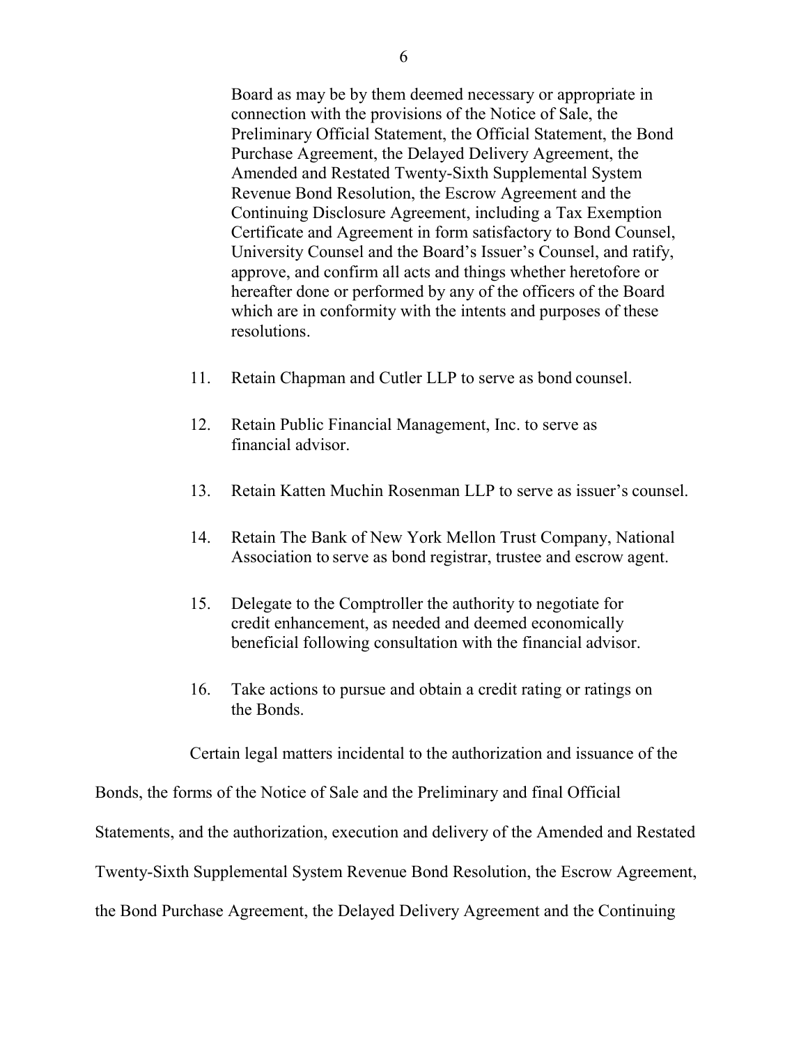Board as may be by them deemed necessary or appropriate in connection with the provisions of the Notice of Sale, the Preliminary Official Statement, the Official Statement, the Bond Purchase Agreement, the Delayed Delivery Agreement, the Amended and Restated Twenty-Sixth Supplemental System Revenue Bond Resolution, the Escrow Agreement and the Continuing Disclosure Agreement, including a Tax Exemption Certificate and Agreement in form satisfactory to Bond Counsel, University Counsel and the Board's Issuer's Counsel, and ratify, approve, and confirm all acts and things whether heretofore or hereafter done or performed by any of the officers of the Board which are in conformity with the intents and purposes of these resolutions.

11. Retain Chapman and Cutler LLP to serve as bond counsel.

12. Retain Public Financial Management, Inc. to serve as financial advisor.

13. Retain Katten Muchin Rosenman LLP to serve as issuer's counsel.

14. Retain The Bank of New York Mellon Trust Company, National Association to serve as bond registrar, trustee and escrow agent.

15. Delegate to the Comptroller the authority to negotiate for credit enhancement, as needed and deemed economically beneficial following consultation with the financial advisor.

16. Take actions to pursue and obtain a credit rating or ratings on the Bonds.

Certain legal matters incidental to the authorization and issuance of the Bonds, the forms of the Notice of Sale and the Preliminary and final Official Statements, and the authorization, execution and delivery of the Amended and Restated Twenty-Sixth Supplemental System Revenue Bond Resolution, the Escrow Agreement, the Bond Purchase Agreement, the Delayed Delivery Agreement and the Continuing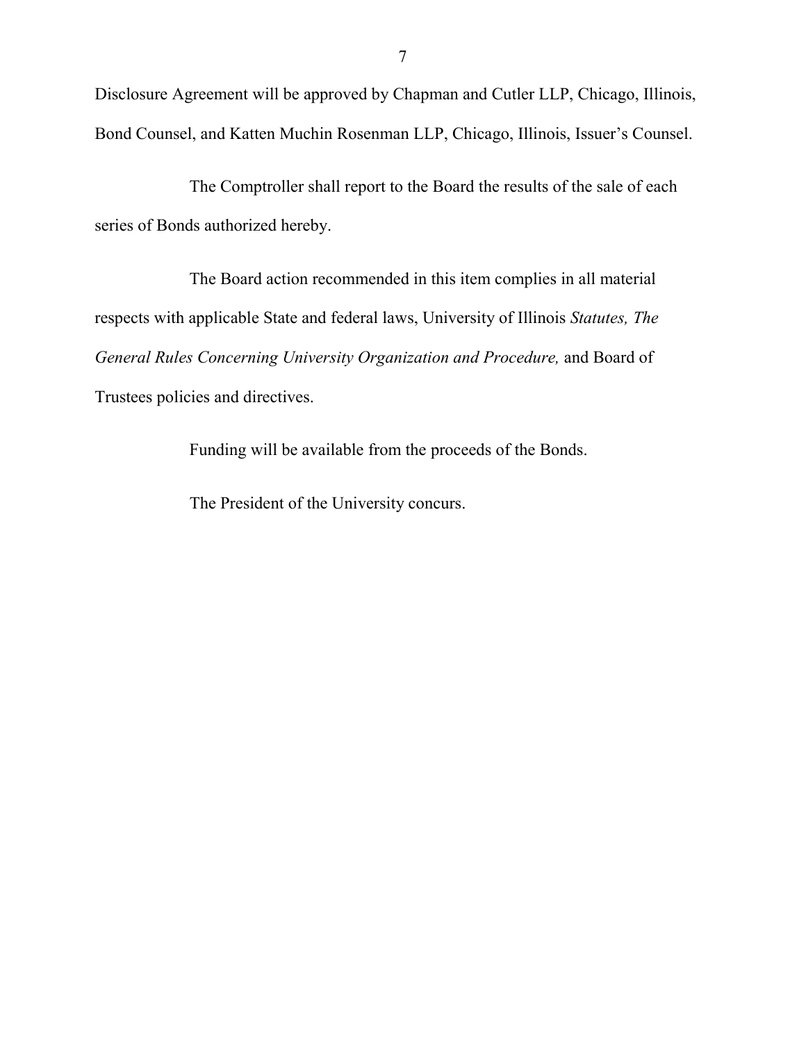Disclosure Agreement will be approved by Chapman and Cutler LLP, Chicago, Illinois, Bond Counsel, and Katten Muchin Rosenman LLP, Chicago, Illinois, Issuer's Counsel.

The Comptroller shall report to the Board the results of the sale of each series of Bonds authorized hereby.

The Board action recommended in this item complies in all material respects with applicable State and federal laws, University of Illinois *Statutes, The General Rules Concerning University Organization and Procedure,* and Board of Trustees policies and directives.

Funding will be available from the proceeds of the Bonds.

The President of the University concurs.